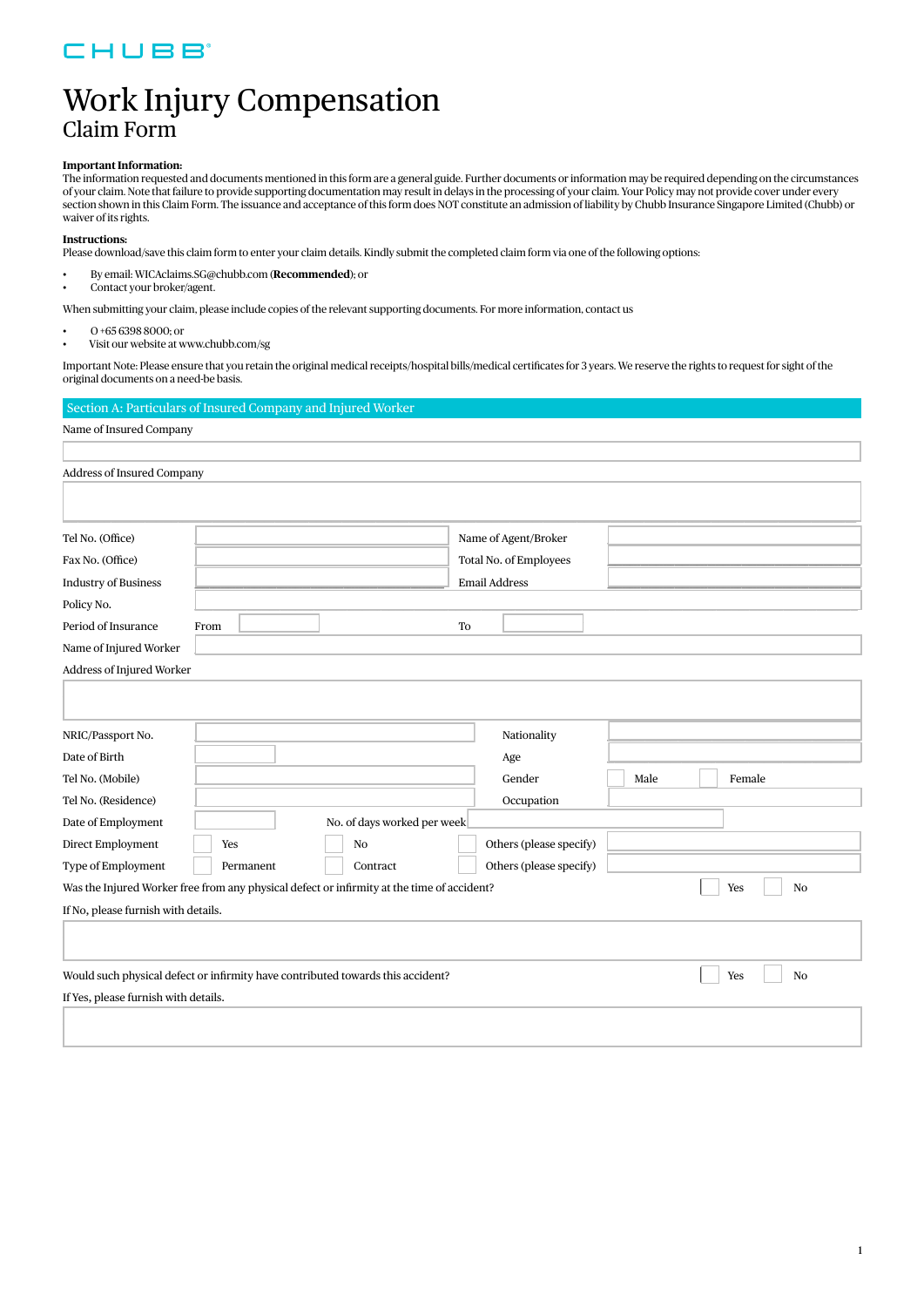CHUBB

# Work Injury Compensation
## Claim Form

**Important Information:**
The information requested and documents mentioned in this form are a general guide. Further documents or information may be required depending on the circumstances of your claim. Note that failure to provide supporting documentation may result in delays in the processing of your claim. Your Policy may not provide cover under every section shown in this Claim Form. The issuance and acceptance of this form does NOT constitute an admission of liability by Chubb Insurance Singapore Limited (Chubb) or waiver of its rights.

**Instructions:**
Please download/save this claim form to enter your claim details. Kindly submit the completed claim form via one of the following options:

- By email: WICAclaims.SG@chubb.com (**Recommended**); or
- Contact your broker/agent.

When submitting your claim, please include copies of the relevant supporting documents. For more information, contact us

- O +65 6398 8000; or
- Visit our website at www.chubb.com/sg

Important Note: Please ensure that you retain the original medical receipts/hospital bills/medical certificates for 3 years. We reserve the rights to request for sight of the original documents on a need-be basis.

## Section A: Particulars of Insured Company and Injured Worker

Name of Insured Company

Address of Insured Company

| | | | |
|---|---|---|---|
| Tel No. (Office) | | Name of Agent/Broker | |
| Fax No. (Office) | | Total No. of Employees | |
| Industry of Business | | Email Address | |
| Policy No. | | | |
| Period of Insurance | From | To | |
| Name of Injured Worker | | | |

Address of Injured Worker

| | | | |
|---|---|---|---|
| NRIC/Passport No. | | Nationality | |
| Date of Birth | | Age | |
| Tel No. (Mobile) | | Gender | ☐ Male ☐ Female |
| Tel No. (Residence) | | Occupation | |
| Date of Employment | | No. of days worked per week | |
| Direct Employment | ☐ Yes | ☐ No | ☐ Others (please specify) |
| Type of Employment | ☐ Permanent | ☐ Contract | ☐ Others (please specify) |

Was the Injured Worker free from any physical defect or infirmity at the time of accident? ☐ Yes ☐ No

If No, please furnish with details.

Would such physical defect or infirmity have contributed towards this accident? ☐ Yes ☐ No

If Yes, please furnish with details.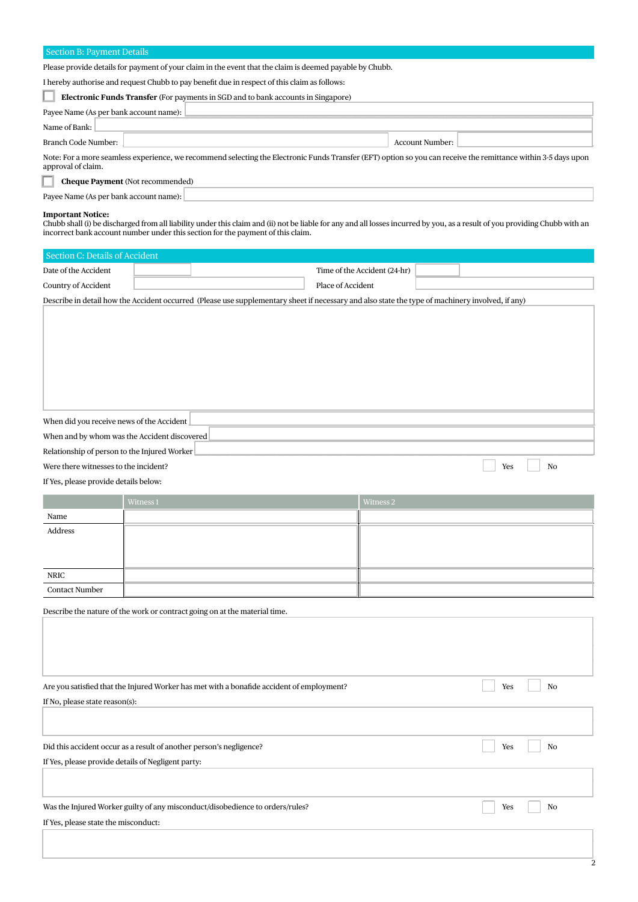## Section B: Payment Details

Please provide details for payment of your claim in the event that the claim is deemed payable by Chubb.

I hereby authorise and request Chubb to pay benefit due in respect of this claim as follows:

☐ **Electronic Funds Transfer** (For payments in SGD and to bank accounts in Singapore)

Payee Name (As per bank account name):

Name of Bank:

Branch Code Number: Account Number:

Note: For a more seamless experience, we recommend selecting the Electronic Funds Transfer (EFT) option so you can receive the remittance within 3-5 days upon approval of claim.

☐ **Cheque Payment** (Not recommended)

Payee Name (As per bank account name):

**Important Notice:**
Chubb shall (i) be discharged from all liability under this claim and (ii) not be liable for any and all losses incurred by you, as a result of you providing Chubb with an incorrect bank account number under this section for the payment of this claim.

## Section C: Details of Accident

Date of the Accident Time of the Accident (24-hr)

Country of Accident Place of Accident

Describe in detail how the Accident occurred (Please use supplementary sheet if necessary and also state the type of machinery involved, if any)

When did you receive news of the Accident

When and by whom was the Accident discovered

Relationship of person to the Injured Worker

Were there witnesses to the incident? ☐ Yes ☐ No

If Yes, please provide details below:

| | Witness 1 | Witness 2 |
|---|---|---|
| Name | | |
| Address | | |
| NRIC | | |
| Contact Number | | |

Describe the nature of the work or contract going on at the material time.

Are you satisfied that the Injured Worker has met with a bonafide accident of employment? ☐ Yes ☐ No

If No, please state reason(s):

Did this accident occur as a result of another person's negligence? ☐ Yes ☐ No

If Yes, please provide details of Negligent party:

Was the Injured Worker guilty of any misconduct/disobedience to orders/rules? ☐ Yes ☐ No

If Yes, please state the misconduct: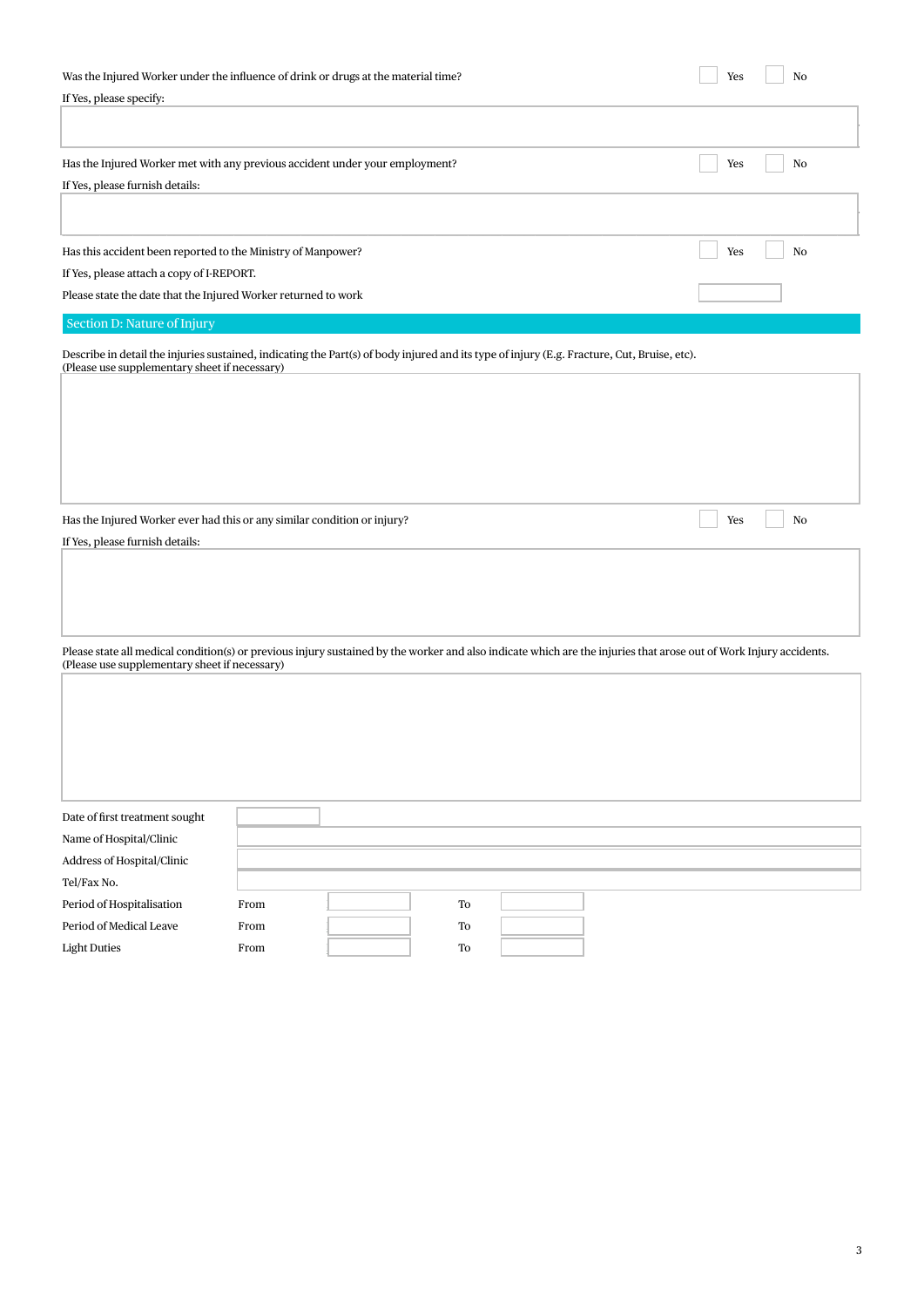Was the Injured Worker under the influence of drink or drugs at the material time? ☐ Yes ☐ No

If Yes, please specify:

Has the Injured Worker met with any previous accident under your employment? ☐ Yes ☐ No

If Yes, please furnish details:

Has this accident been reported to the Ministry of Manpower? ☐ Yes ☐ No

If Yes, please attach a copy of I-REPORT.

Please state the date that the Injured Worker returned to work

## Section D: Nature of Injury

Describe in detail the injuries sustained, indicating the Part(s) of body injured and its type of injury (E.g. Fracture, Cut, Bruise, etc).
(Please use supplementary sheet if necessary)

Has the Injured Worker ever had this or any similar condition or injury? ☐ Yes ☐ No

If Yes, please furnish details:

Please state all medical condition(s) or previous injury sustained by the worker and also indicate which are the injuries that arose out of Work Injury accidents.
(Please use supplementary sheet if necessary)

Date of first treatment sought

Name of Hospital/Clinic

Address of Hospital/Clinic

Tel/Fax No.

| | | | | |
|---|---|---|---|---|
| Period of Hospitalisation | From | | To | |
| Period of Medical Leave | From | | To | |
| Light Duties | From | | To | |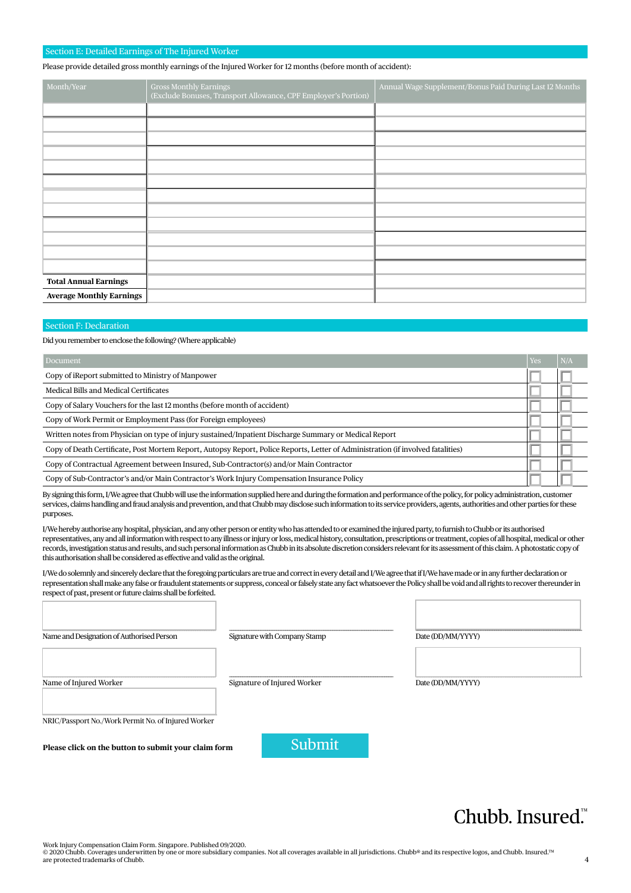## Section E: Detailed Earnings of The Injured Worker

Please provide detailed gross monthly earnings of the Injured Worker for 12 months (before month of accident):

| Month/Year | Gross Monthly Earnings (Exclude Bonuses, Transport Allowance, CPF Employer's Portion) | Annual Wage Supplement/Bonus Paid During Last 12 Months |
|---|---|---|
| | | |
| | | |
| | | |
| | | |
| | | |
| | | |
| | | |
| | | |
| | | |
| | | |
| | | |
| | | |
| **Total Annual Earnings** | | |
| **Average Monthly Earnings** | | |

## Section F: Declaration

Did you remember to enclose the following? (Where applicable)

| Document | Yes | N/A |
|---|---|---|
| Copy of iReport submitted to Ministry of Manpower | ☐ | ☐ |
| Medical Bills and Medical Certificates | ☐ | ☐ |
| Copy of Salary Vouchers for the last 12 months (before month of accident) | ☐ | ☐ |
| Copy of Work Permit or Employment Pass (for Foreign employees) | ☐ | ☐ |
| Written notes from Physician on type of injury sustained/Inpatient Discharge Summary or Medical Report | ☐ | ☐ |
| Copy of Death Certificate, Post Mortem Report, Autopsy Report, Police Reports, Letter of Administration (if involved fatalities) | ☐ | ☐ |
| Copy of Contractual Agreement between Insured, Sub-Contractor(s) and/or Main Contractor | ☐ | ☐ |
| Copy of Sub-Contractor's and/or Main Contractor's Work Injury Compensation Insurance Policy | ☐ | ☐ |

By signing this form, I/We agree that Chubb will use the information supplied here and during the formation and performance of the policy, for policy administration, customer services, claims handling and fraud analysis and prevention, and that Chubb may disclose such information to its service providers, agents, authorities and other parties for these purposes.

I/We hereby authorise any hospital, physician, and any other person or entity who has attended to or examined the injured party, to furnish to Chubb or its authorised representatives, any and all information with respect to any illness or injury or loss, medical history, consultation, prescriptions or treatment, copies of all hospital, medical or other records, investigation status and results, and such personal information as Chubb in its absolute discretion considers relevant for its assessment of this claim. A photostatic copy of this authorisation shall be considered as effective and valid as the original.

I/We do solemnly and sincerely declare that the foregoing particulars are true and correct in every detail and I/We agree that if I/We have made or in any further declaration or representation shall make any false or fraudulent statements or suppress, conceal or falsely state any fact whatsoever the Policy shall be void and all rights to recover thereunder in respect of past, present or future claims shall be forfeited.

Name and Designation of Authorised Person

Signature with Company Stamp

Date (DD/MM/YYYY)

Name of Injured Worker

Signature of Injured Worker

Date (DD/MM/YYYY)

NRIC/Passport No./Work Permit No. of Injured Worker

**Please click on the button to submit your claim form**

Submit

Chubb. Insured.™

Work Injury Compensation Claim Form. Singapore. Published 09/2020.
© 2020 Chubb. Coverages underwritten by one or more subsidiary companies. Not all coverages available in all jurisdictions. Chubb® and its respective logos, and Chubb. Insured.™ are protected trademarks of Chubb.